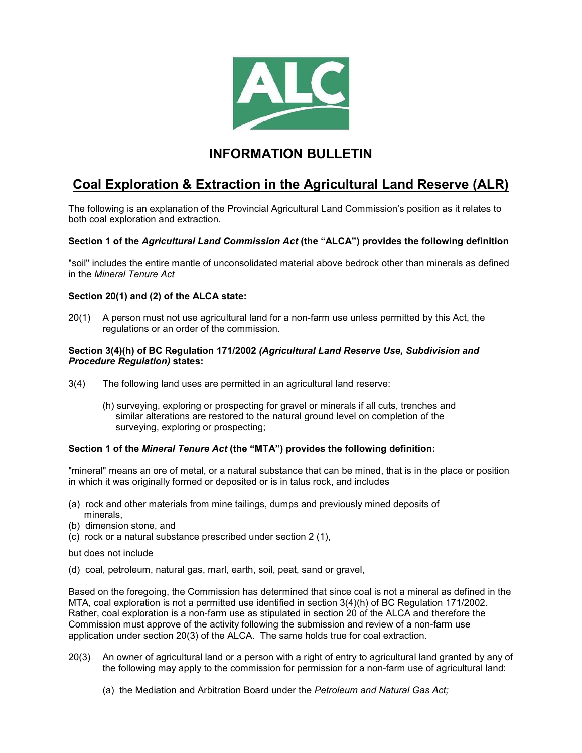# INFORMATION BULLETIN

## Coal Exploration & Extraction in the Agricultural Land Reserve (ALR)

The following is an explanation of the Provincial Agricultural Land Commission's position as it relates to both coal exploration and extraction.

**Section 1 of the *Agricultural Land Commission Act* (the "ALCA") provides the following definition**

"soil" includes the entire mantle of unconsolidated material above bedrock other than minerals as defined in the *Mineral Tenure Act*

**Section 20(1) and (2) of the ALCA state:**

20(1) A person must not use agricultural land for a non-farm use unless permitted by this Act, the regulations or an order of the commission.

**Section 3(4)(h) of BC Regulation 171/2002 *(Agricultural Land Reserve Use, Subdivision and Procedure Regulation)* states:**

3(4) The following land uses are permitted in an agricultural land reserve:

(h) surveying, exploring or prospecting for gravel or minerals if all cuts, trenches and similar alterations are restored to the natural ground level on completion of the surveying, exploring or prospecting;

**Section 1 of the *Mineral Tenure Act* (the "MTA") provides the following definition:**

"mineral" means an ore of metal, or a natural substance that can be mined, that is in the place or position in which it was originally formed or deposited or is in talus rock, and includes

(a) rock and other materials from mine tailings, dumps and previously mined deposits of minerals,
(b) dimension stone, and
(c) rock or a natural substance prescribed under section 2 (1),

but does not include

(d) coal, petroleum, natural gas, marl, earth, soil, peat, sand or gravel,

Based on the foregoing, the Commission has determined that since coal is not a mineral as defined in the MTA, coal exploration is not a permitted use identified in section 3(4)(h) of BC Regulation 171/2002. Rather, coal exploration is a non-farm use as stipulated in section 20 of the ALCA and therefore the Commission must approve of the activity following the submission and review of a non-farm use application under section 20(3) of the ALCA. The same holds true for coal extraction.

20(3) An owner of agricultural land or a person with a right of entry to agricultural land granted by any of the following may apply to the commission for permission for a non-farm use of agricultural land:

(a) the Mediation and Arbitration Board under the *Petroleum and Natural Gas Act;*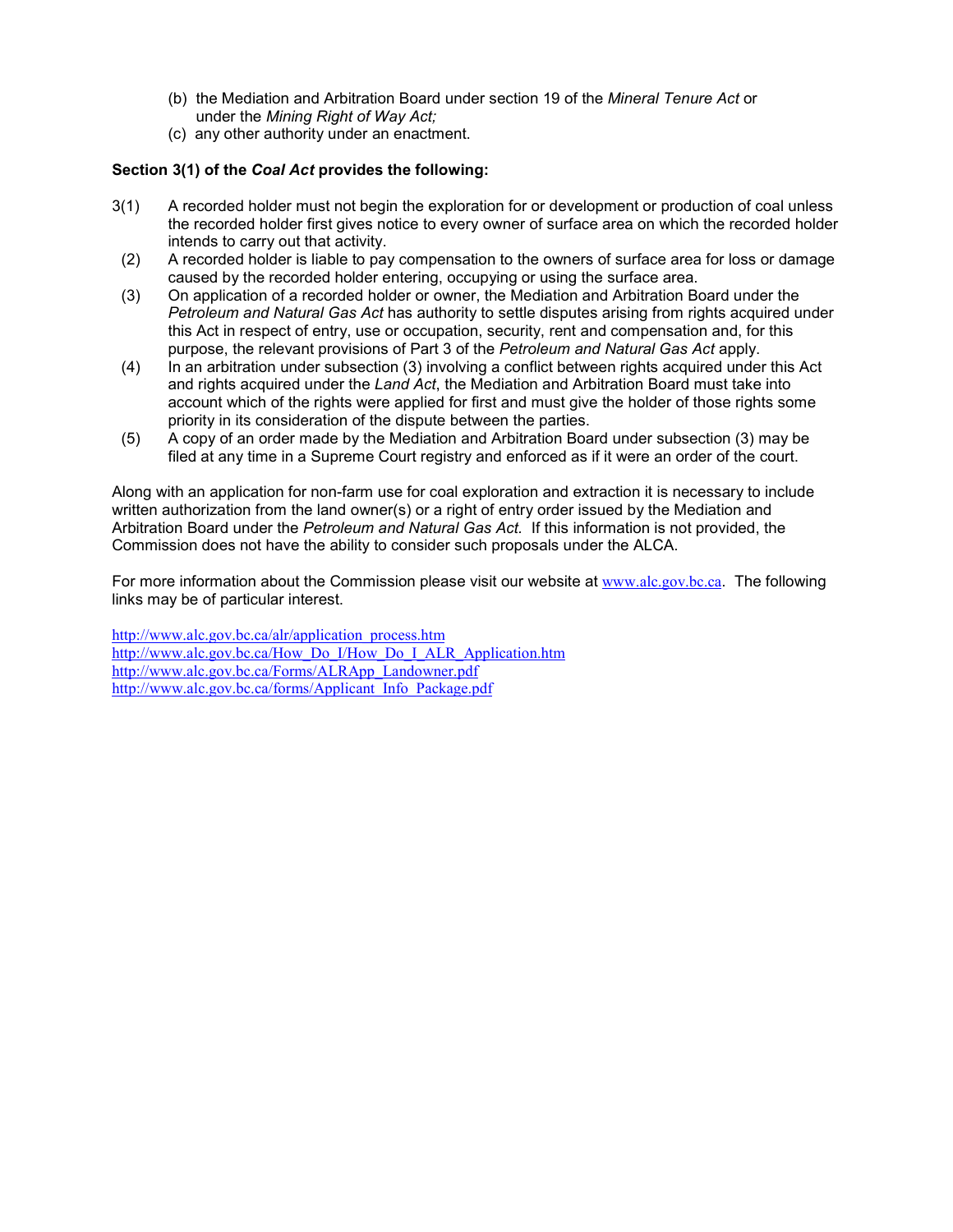(b) the Mediation and Arbitration Board under section 19 of the *Mineral Tenure Act* or under the *Mining Right of Way Act;*

(c) any other authority under an enactment.

**Section 3(1) of the *Coal Act* provides the following:**

3(1) A recorded holder must not begin the exploration for or development or production of coal unless the recorded holder first gives notice to every owner of surface area on which the recorded holder intends to carry out that activity.

(2) A recorded holder is liable to pay compensation to the owners of surface area for loss or damage caused by the recorded holder entering, occupying or using the surface area.

(3) On application of a recorded holder or owner, the Mediation and Arbitration Board under the *Petroleum and Natural Gas Act* has authority to settle disputes arising from rights acquired under this Act in respect of entry, use or occupation, security, rent and compensation and, for this purpose, the relevant provisions of Part 3 of the *Petroleum and Natural Gas Act* apply.

(4) In an arbitration under subsection (3) involving a conflict between rights acquired under this Act and rights acquired under the *Land Act*, the Mediation and Arbitration Board must take into account which of the rights were applied for first and must give the holder of those rights some priority in its consideration of the dispute between the parties.

(5) A copy of an order made by the Mediation and Arbitration Board under subsection (3) may be filed at any time in a Supreme Court registry and enforced as if it were an order of the court.

Along with an application for non-farm use for coal exploration and extraction it is necessary to include written authorization from the land owner(s) or a right of entry order issued by the Mediation and Arbitration Board under the *Petroleum and Natural Gas Act.* If this information is not provided, the Commission does not have the ability to consider such proposals under the ALCA.

For more information about the Commission please visit our website at www.alc.gov.bc.ca. The following links may be of particular interest.

http://www.alc.gov.bc.ca/alr/application_process.htm
http://www.alc.gov.bc.ca/How_Do_I/How_Do_I_ALR_Application.htm
http://www.alc.gov.bc.ca/Forms/ALRApp_Landowner.pdf
http://www.alc.gov.bc.ca/forms/Applicant_Info_Package.pdf